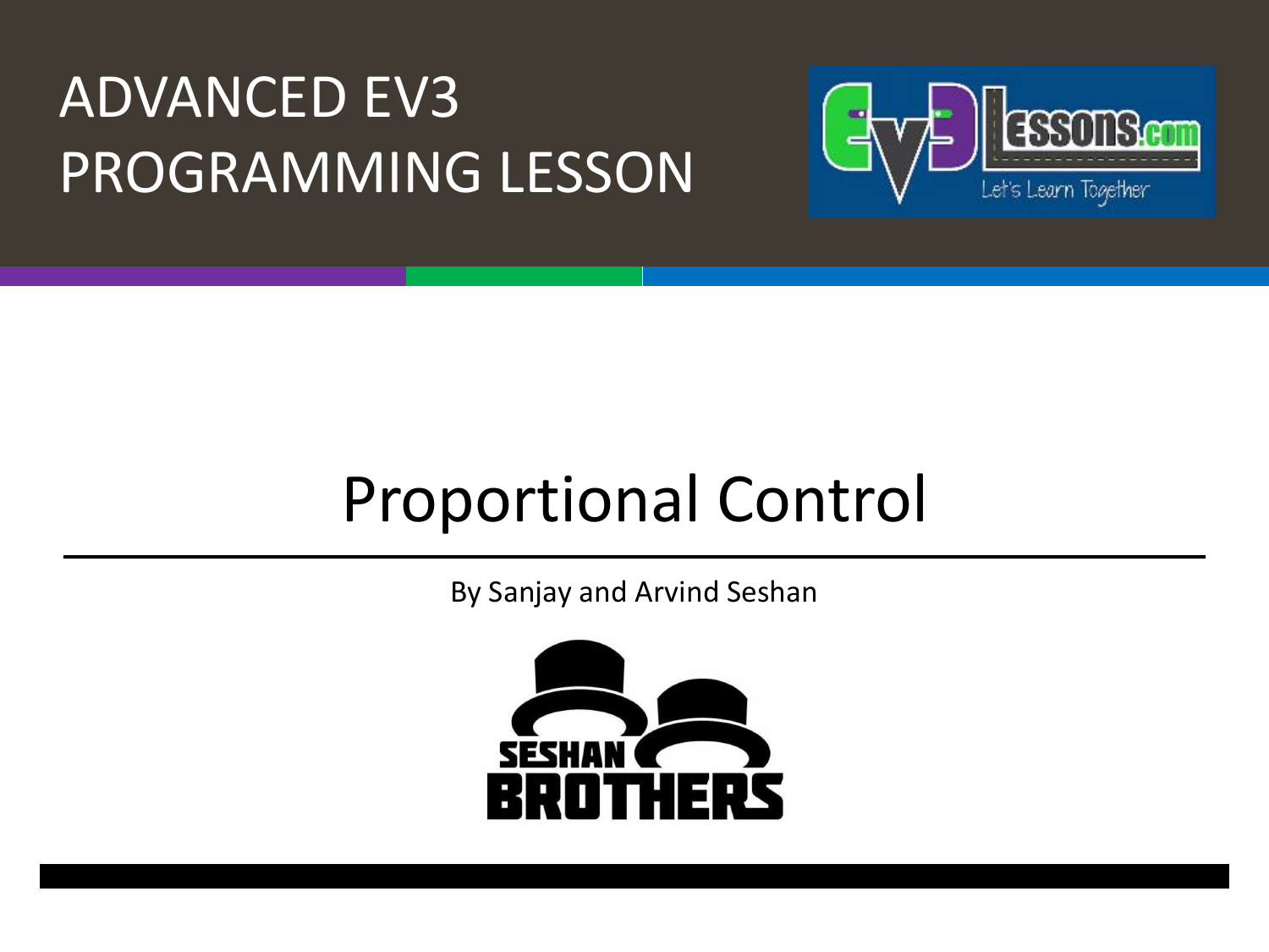# ADVANCED EV3 PROGRAMMING LESSON

# Proportional Control

By Sanjay and Arvind Seshan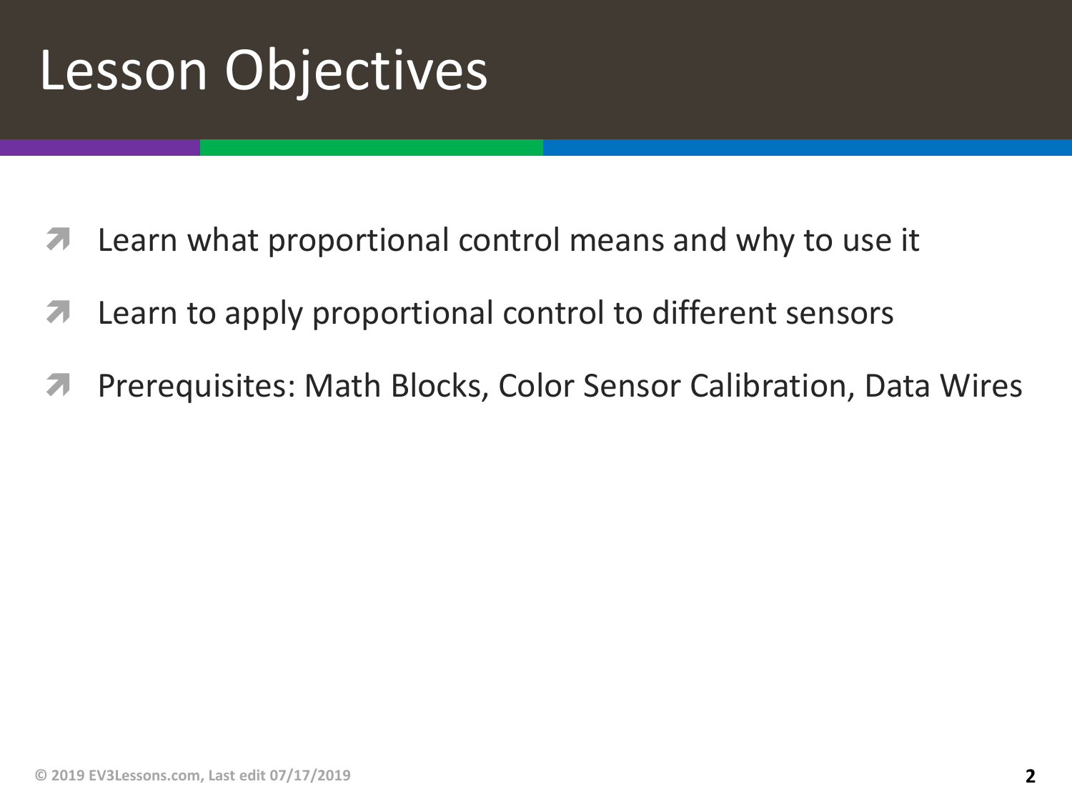# Lesson Objectives

- Learn what proportional control means and why to use it
- Learn to apply proportional control to different sensors
- Prerequisites: Math Blocks, Color Sensor Calibration, Data Wires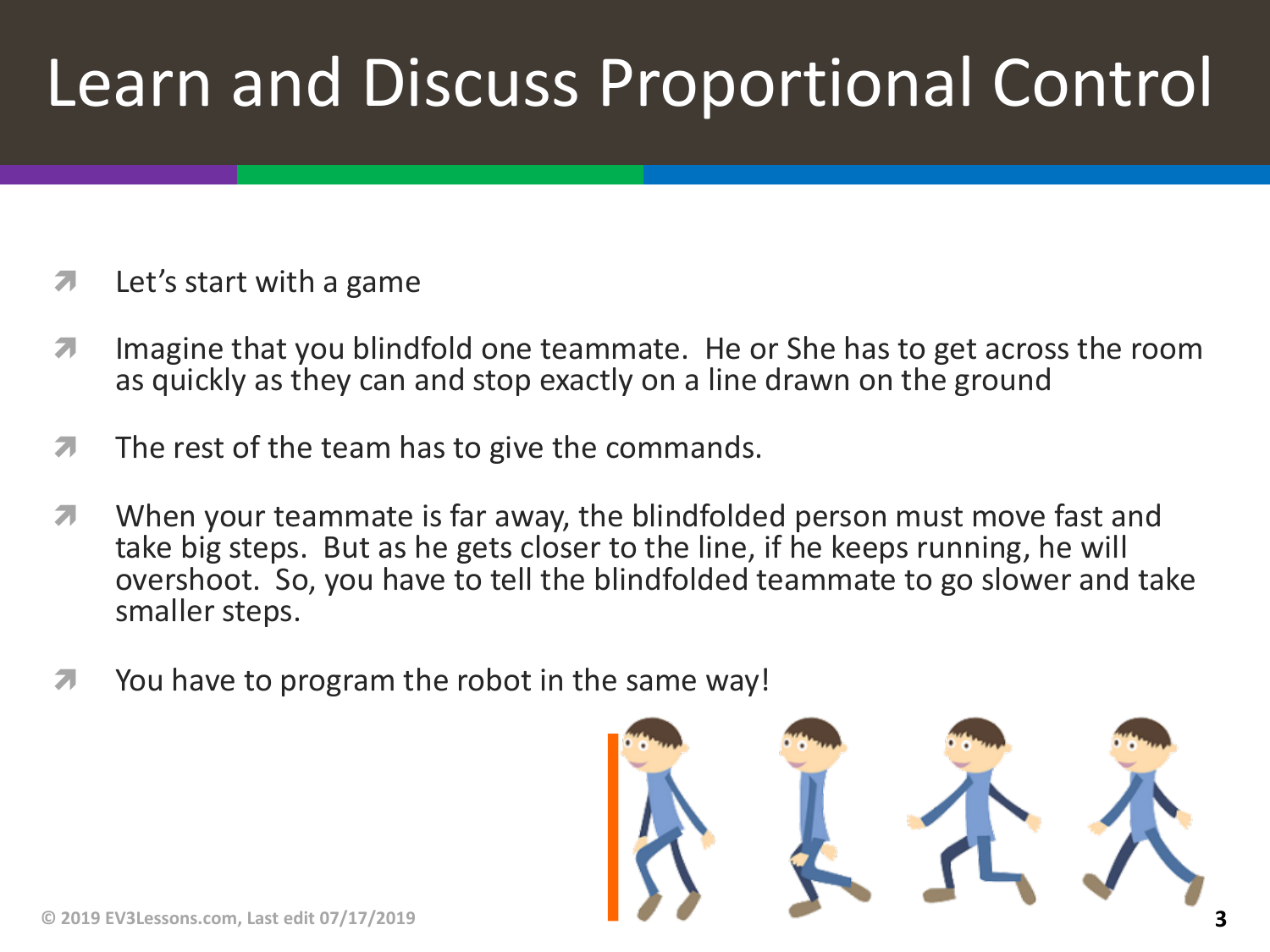# Learn and Discuss Proportional Control

- Let's start with a game
- Imagine that you blindfold one teammate. He or She has to get across the room as quickly as they can and stop exactly on a line drawn on the ground
- The rest of the team has to give the commands.
- When your teammate is far away, the blindfolded person must move fast and take big steps. But as he gets closer to the line, if he keeps running, he will overshoot. So, you have to tell the blindfolded teammate to go slower and take smaller steps.
- You have to program the robot in the same way!

© 2019 EV3Lessons.com, Last edit 07/17/2019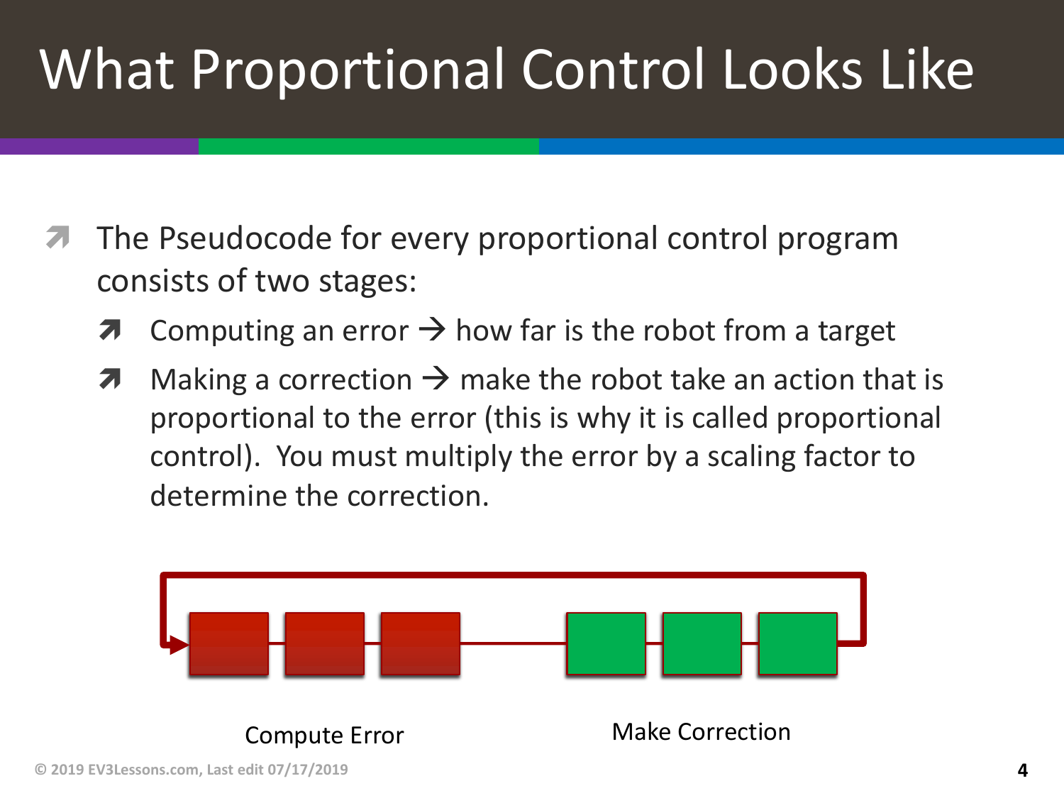# What Proportional Control Looks Like

- The Pseudocode for every proportional control program consists of two stages:
  - Computing an error → how far is the robot from a target
  - Making a correction → make the robot take an action that is proportional to the error (this is why it is called proportional control). You must multiply the error by a scaling factor to determine the correction.

Compute Error

Make Correction

© 2019 EV3Lessons.com, Last edit 07/17/2019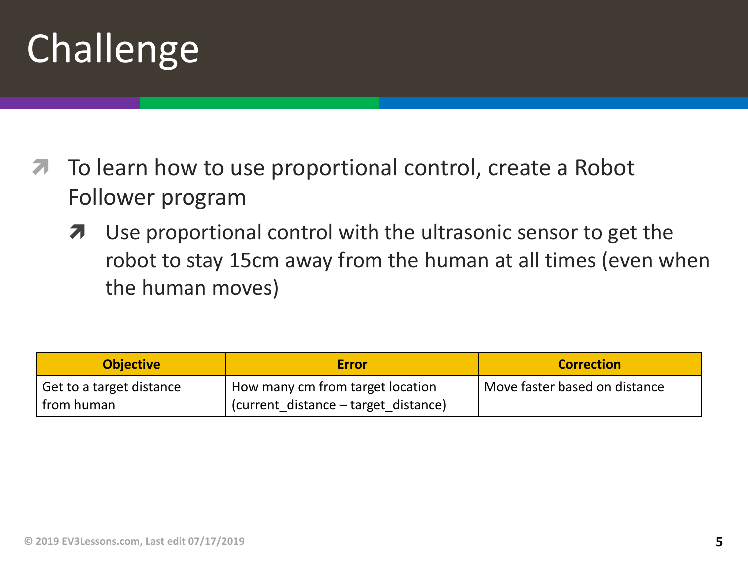# Challenge

- To learn how to use proportional control, create a Robot Follower program
  - Use proportional control with the ultrasonic sensor to get the robot to stay 15cm away from the human at all times (even when the human moves)

| Objective | Error | Correction |
|---|---|---|
| Get to a target distance from human | How many cm from target location (current_distance – target_distance) | Move faster based on distance |

© 2019 EV3Lessons.com, Last edit 07/17/2019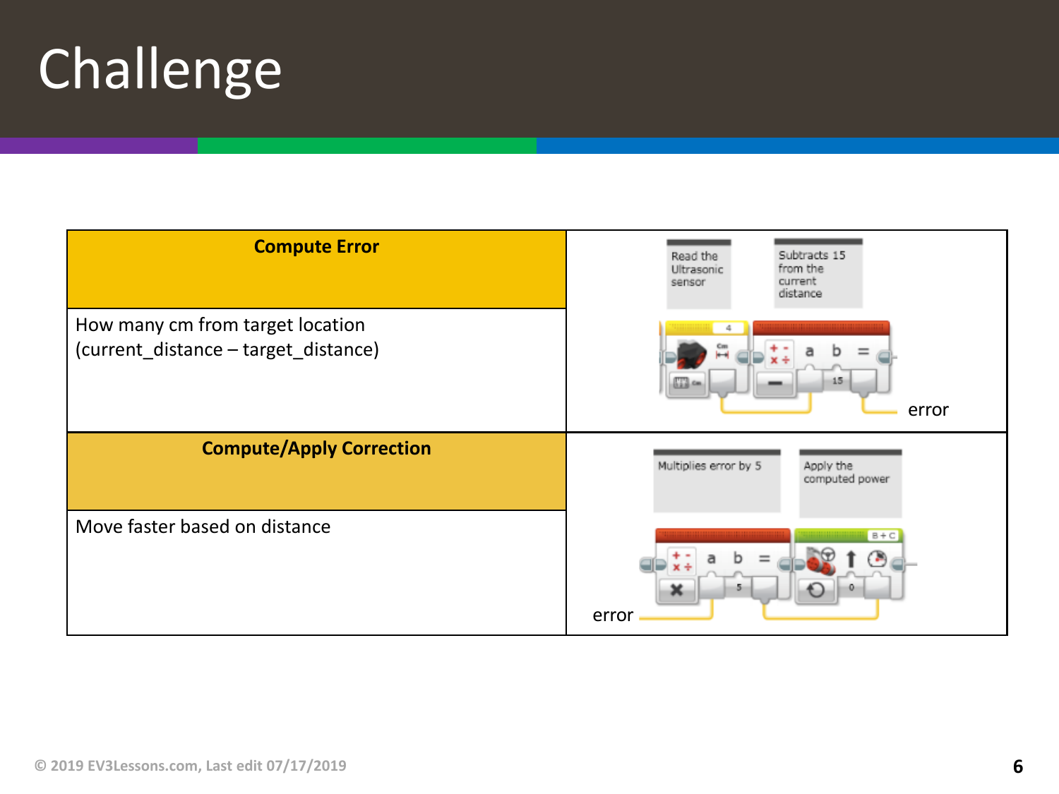# Challenge

| Compute Error | |
|---|---|
| How many cm from target location (current_distance – target_distance) | Read the Ultrasonic sensor<br>Subtracts 15 from the current distance<br>error |
| **Compute/Apply Correction** | |
| Move faster based on distance | Multiplies error by 5<br>Apply the computed power<br>error |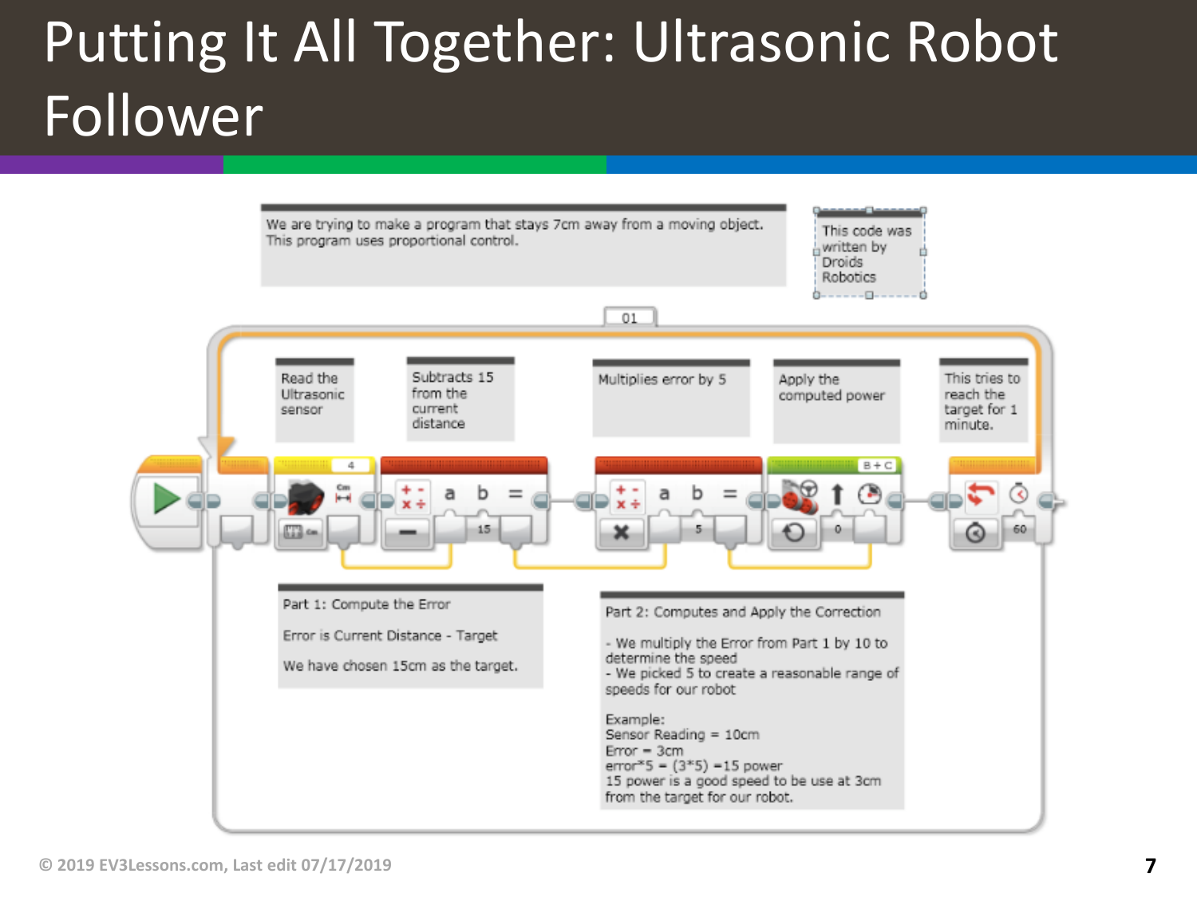# Putting It All Together: Ultrasonic Robot Follower

We are trying to make a program that stays 7cm away from a moving object. This program uses proportional control.

This code was written by Droids Robotics

01

Read the Ultrasonic sensor

Subtracts 15 from the current distance

Multiplies error by 5

Apply the computed power

This tries to reach the target for 1 minute.

4

a b =

15

a b =

5

B + C

0

60

Part 1: Compute the Error

Error is Current Distance - Target

We have chosen 15cm as the target.

Part 2: Computes and Apply the Correction

- We multiply the Error from Part 1 by 10 to determine the speed
- We picked 5 to create a reasonable range of speeds for our robot

Example:
Sensor Reading = 10cm
Error = 3cm
error*5 = (3*5) =15 power
15 power is a good speed to be use at 3cm from the target for our robot.

© 2019 EV3Lessons.com, Last edit 07/17/2019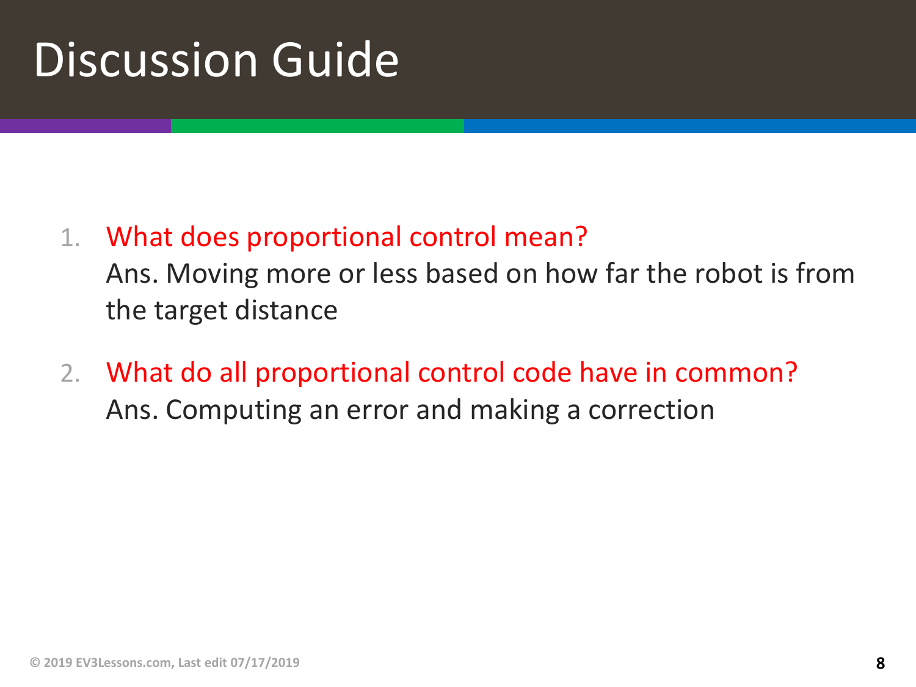# Discussion Guide

1. What does proportional control mean?
   Ans. Moving more or less based on how far the robot is from the target distance

2. What do all proportional control code have in common?
   Ans. Computing an error and making a correction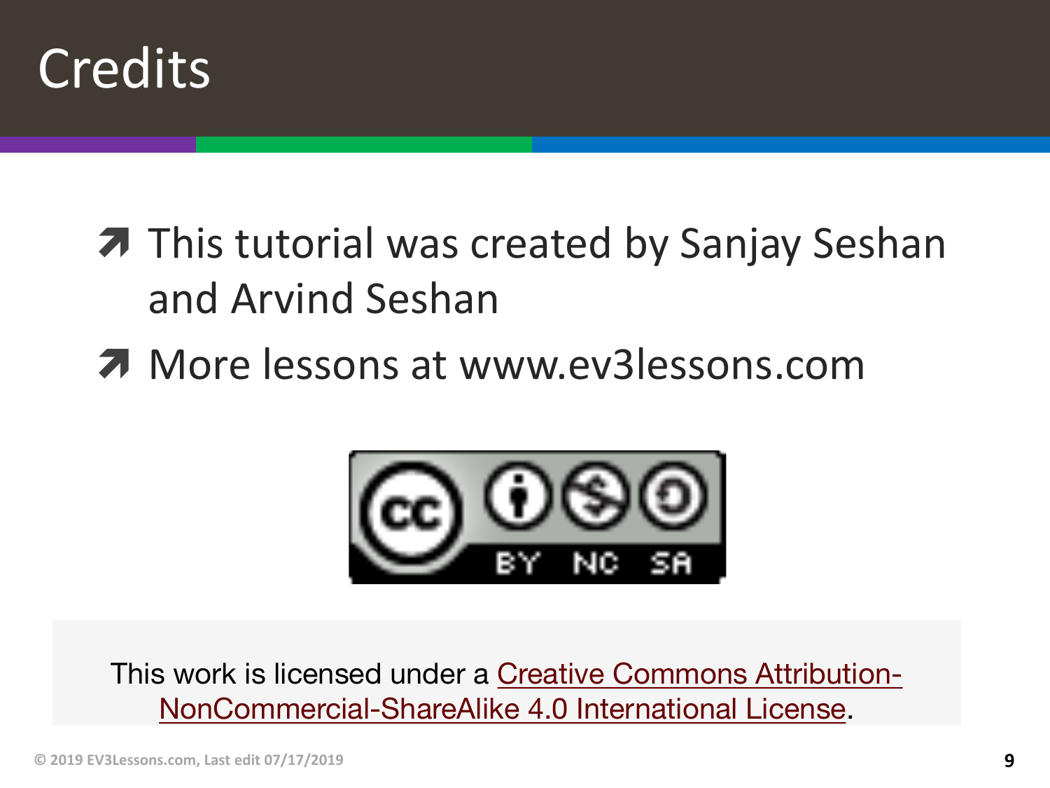# Credits

- This tutorial was created by Sanjay Seshan and Arvind Seshan
- More lessons at www.ev3lessons.com

This work is licensed under a Creative Commons Attribution-NonCommercial-ShareAlike 4.0 International License.

© 2019 EV3Lessons.com, Last edit 07/17/2019